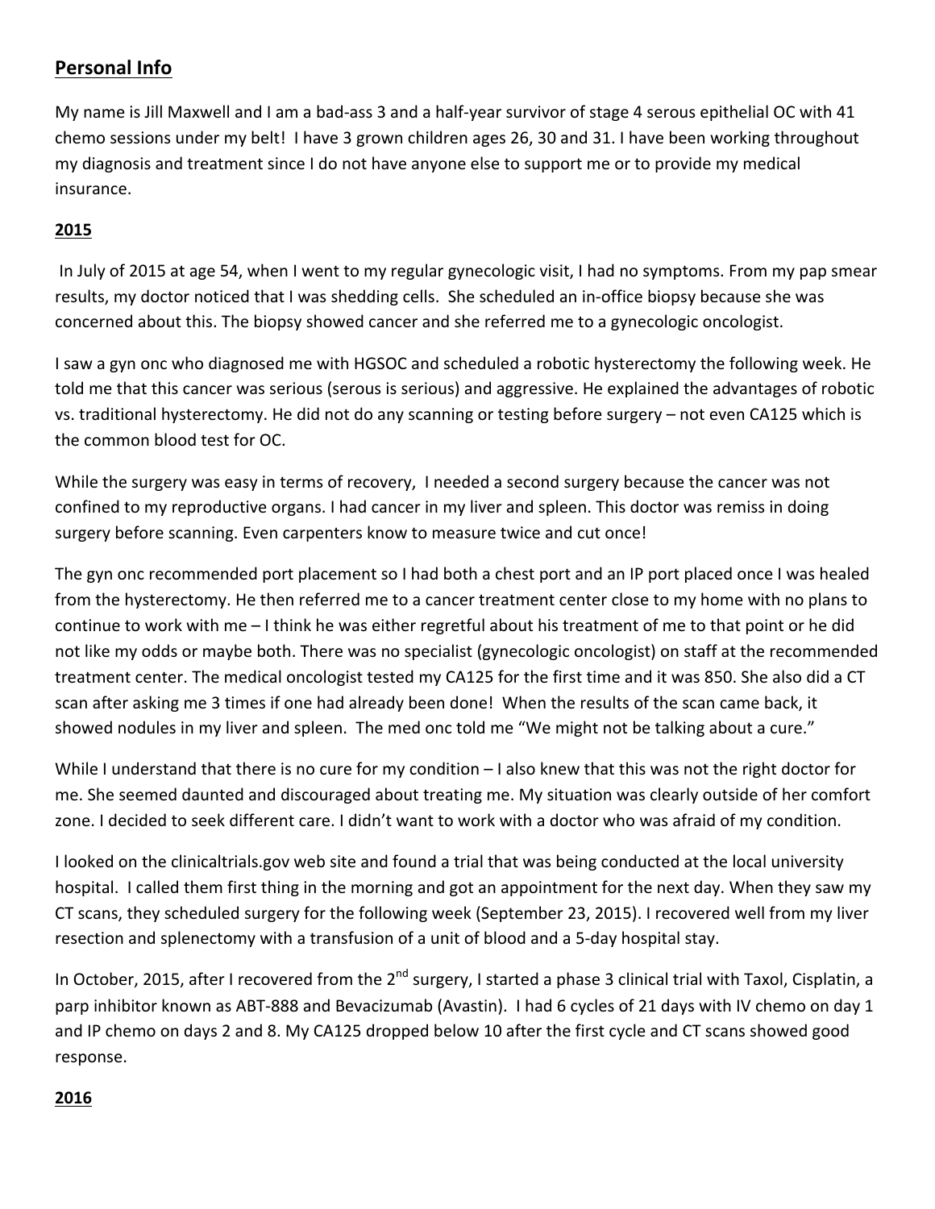## Personal Info

My name is Jill Maxwell and I am a bad-ass 3 and a half-year survivor of stage 4 serous epithelial OC with 41 chemo sessions under my belt! I have 3 grown children ages 26, 30 and 31. I have been working throughout my diagnosis and treatment since I do not have anyone else to support me or to provide my medical insurance.

## 2015

In July of 2015 at age 54, when I went to my regular gynecologic visit, I had no symptoms. From my pap smear results, my doctor noticed that I was shedding cells. She scheduled an in-office biopsy because she was concerned about this. The biopsy showed cancer and she referred me to a gynecologic oncologist.

I saw a gyn onc who diagnosed me with HGSOC and scheduled a robotic hysterectomy the following week. He told me that this cancer was serious (serous is serious) and aggressive. He explained the advantages of robotic vs. traditional hysterectomy. He did not do any scanning or testing before surgery – not even CA125 which is the common blood test for OC.

While the surgery was easy in terms of recovery, I needed a second surgery because the cancer was not confined to my reproductive organs. I had cancer in my liver and spleen. This doctor was remiss in doing surgery before scanning. Even carpenters know to measure twice and cut once!

The gyn onc recommended port placement so I had both a chest port and an IP port placed once I was healed from the hysterectomy. He then referred me to a cancer treatment center close to my home with no plans to continue to work with me – I think he was either regretful about his treatment of me to that point or he did not like my odds or maybe both. There was no specialist (gynecologic oncologist) on staff at the recommended treatment center. The medical oncologist tested my CA125 for the first time and it was 850. She also did a CT scan after asking me 3 times if one had already been done! When the results of the scan came back, it showed nodules in my liver and spleen. The med onc told me "We might not be talking about a cure."

While I understand that there is no cure for my condition – I also knew that this was not the right doctor for me. She seemed daunted and discouraged about treating me. My situation was clearly outside of her comfort zone. I decided to seek different care. I didn't want to work with a doctor who was afraid of my condition.

I looked on the clinicaltrials.gov web site and found a trial that was being conducted at the local university hospital. I called them first thing in the morning and got an appointment for the next day. When they saw my CT scans, they scheduled surgery for the following week (September 23, 2015). I recovered well from my liver resection and splenectomy with a transfusion of a unit of blood and a 5-day hospital stay.

In October, 2015, after I recovered from the 2nd surgery, I started a phase 3 clinical trial with Taxol, Cisplatin, a parp inhibitor known as ABT-888 and Bevacizumab (Avastin). I had 6 cycles of 21 days with IV chemo on day 1 and IP chemo on days 2 and 8. My CA125 dropped below 10 after the first cycle and CT scans showed good response.

## 2016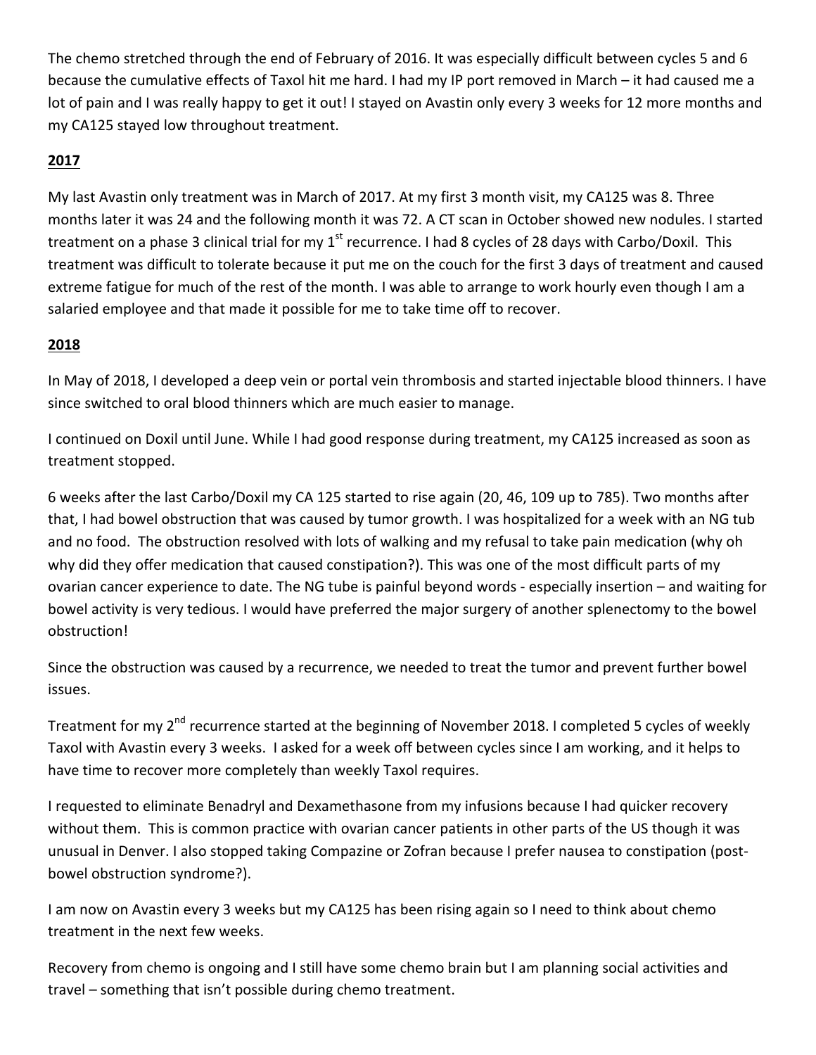The chemo stretched through the end of February of 2016. It was especially difficult between cycles 5 and 6 because the cumulative effects of Taxol hit me hard. I had my IP port removed in March – it had caused me a lot of pain and I was really happy to get it out! I stayed on Avastin only every 3 weeks for 12 more months and my CA125 stayed low throughout treatment.

## 2017

My last Avastin only treatment was in March of 2017. At my first 3 month visit, my CA125 was 8. Three months later it was 24 and the following month it was 72. A CT scan in October showed new nodules. I started treatment on a phase 3 clinical trial for my 1st recurrence. I had 8 cycles of 28 days with Carbo/Doxil. This treatment was difficult to tolerate because it put me on the couch for the first 3 days of treatment and caused extreme fatigue for much of the rest of the month. I was able to arrange to work hourly even though I am a salaried employee and that made it possible for me to take time off to recover.

## 2018

In May of 2018, I developed a deep vein or portal vein thrombosis and started injectable blood thinners. I have since switched to oral blood thinners which are much easier to manage.

I continued on Doxil until June. While I had good response during treatment, my CA125 increased as soon as treatment stopped.

6 weeks after the last Carbo/Doxil my CA 125 started to rise again (20, 46, 109 up to 785). Two months after that, I had bowel obstruction that was caused by tumor growth. I was hospitalized for a week with an NG tub and no food. The obstruction resolved with lots of walking and my refusal to take pain medication (why oh why did they offer medication that caused constipation?). This was one of the most difficult parts of my ovarian cancer experience to date. The NG tube is painful beyond words - especially insertion – and waiting for bowel activity is very tedious. I would have preferred the major surgery of another splenectomy to the bowel obstruction!

Since the obstruction was caused by a recurrence, we needed to treat the tumor and prevent further bowel issues.

Treatment for my 2nd recurrence started at the beginning of November 2018. I completed 5 cycles of weekly Taxol with Avastin every 3 weeks. I asked for a week off between cycles since I am working, and it helps to have time to recover more completely than weekly Taxol requires.

I requested to eliminate Benadryl and Dexamethasone from my infusions because I had quicker recovery without them. This is common practice with ovarian cancer patients in other parts of the US though it was unusual in Denver. I also stopped taking Compazine or Zofran because I prefer nausea to constipation (post-bowel obstruction syndrome?).

I am now on Avastin every 3 weeks but my CA125 has been rising again so I need to think about chemo treatment in the next few weeks.

Recovery from chemo is ongoing and I still have some chemo brain but I am planning social activities and travel – something that isn't possible during chemo treatment.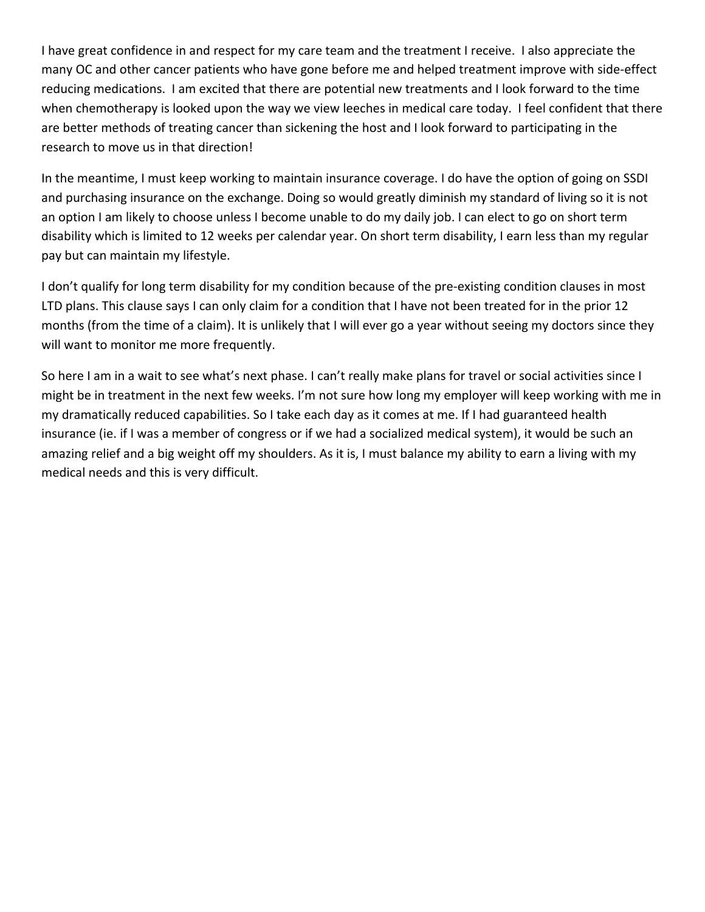I have great confidence in and respect for my care team and the treatment I receive. I also appreciate the many OC and other cancer patients who have gone before me and helped treatment improve with side-effect reducing medications. I am excited that there are potential new treatments and I look forward to the time when chemotherapy is looked upon the way we view leeches in medical care today. I feel confident that there are better methods of treating cancer than sickening the host and I look forward to participating in the research to move us in that direction!

In the meantime, I must keep working to maintain insurance coverage. I do have the option of going on SSDI and purchasing insurance on the exchange. Doing so would greatly diminish my standard of living so it is not an option I am likely to choose unless I become unable to do my daily job. I can elect to go on short term disability which is limited to 12 weeks per calendar year. On short term disability, I earn less than my regular pay but can maintain my lifestyle.

I don't qualify for long term disability for my condition because of the pre-existing condition clauses in most LTD plans. This clause says I can only claim for a condition that I have not been treated for in the prior 12 months (from the time of a claim). It is unlikely that I will ever go a year without seeing my doctors since they will want to monitor me more frequently.

So here I am in a wait to see what's next phase. I can't really make plans for travel or social activities since I might be in treatment in the next few weeks. I'm not sure how long my employer will keep working with me in my dramatically reduced capabilities. So I take each day as it comes at me. If I had guaranteed health insurance (ie. if I was a member of congress or if we had a socialized medical system), it would be such an amazing relief and a big weight off my shoulders. As it is, I must balance my ability to earn a living with my medical needs and this is very difficult.